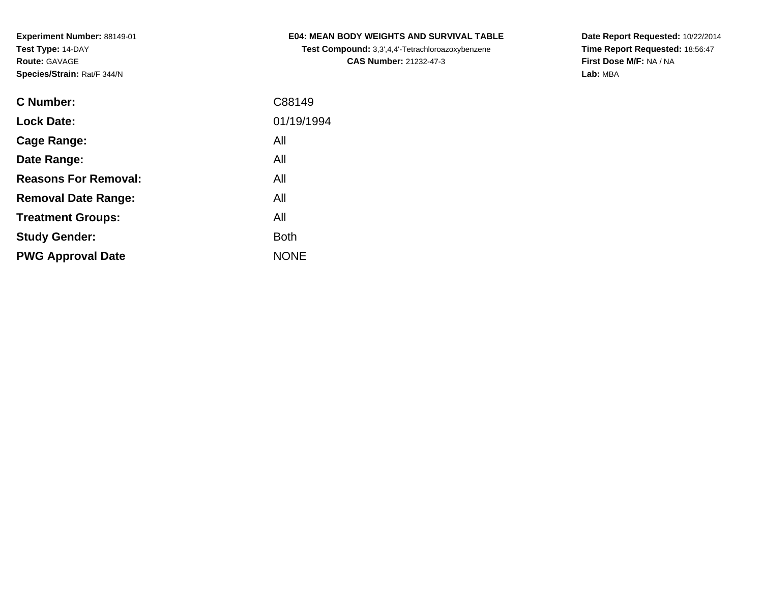**Experiment Number:** 88149-01
**Test Type:** 14-DAY
**Route:** GAVAGE
**Species/Strain:** Rat/F 344/N

# E04: MEAN BODY WEIGHTS AND SURVIVAL TABLE

**Test Compound:** 3,3',4,4'-Tetrachloroazoxybenzene
**CAS Number:** 21232-47-3

**Date Report Requested:** 10/22/2014
**Time Report Requested:** 18:56:47
**First Dose M/F:** NA / NA
**Lab:** MBA

| | |
|---|---|
| **C Number:** | C88149 |
| **Lock Date:** | 01/19/1994 |
| **Cage Range:** | All |
| **Date Range:** | All |
| **Reasons For Removal:** | All |
| **Removal Date Range:** | All |
| **Treatment Groups:** | All |
| **Study Gender:** | Both |
| **PWG Approval Date** | NONE |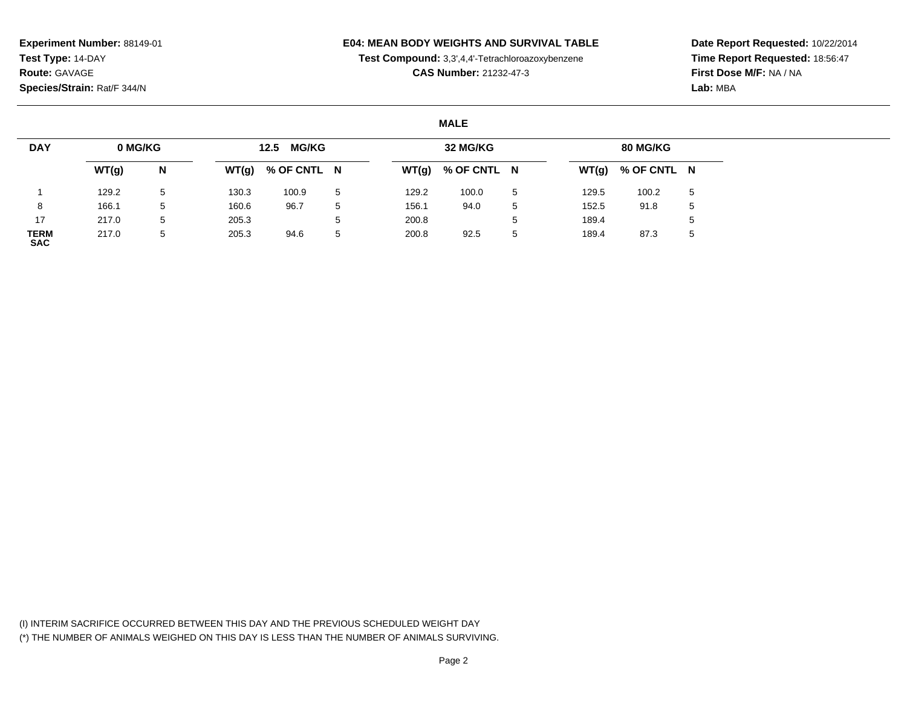**Experiment Number:** 88149-01
**Test Type:** 14-DAY
**Route:** GAVAGE
**Species/Strain:** Rat/F 344/N

**E04: MEAN BODY WEIGHTS AND SURVIVAL TABLE**
**Test Compound:** 3,3',4,4'-Tetrachloroazoxybenzene
**CAS Number:** 21232-47-3

**Date Report Requested:** 10/22/2014
**Time Report Requested:** 18:56:47
**First Dose M/F:** NA / NA
**Lab:** MBA

**MALE**

| DAY | 0 MG/KG | | 12.5 MG/KG | | | 32 MG/KG | | | 80 MG/KG | | |
|---|---|---|---|---|---|---|---|---|---|---|---|
| | WT(g) | N | WT(g) | % OF CNTL | N | WT(g) | % OF CNTL | N | WT(g) | % OF CNTL | N |
| 1 | 129.2 | 5 | 130.3 | 100.9 | 5 | 129.2 | 100.0 | 5 | 129.5 | 100.2 | 5 |
| 8 | 166.1 | 5 | 160.6 | 96.7 | 5 | 156.1 | 94.0 | 5 | 152.5 | 91.8 | 5 |
| 17 | 217.0 | 5 | 205.3 | | 5 | 200.8 | | 5 | 189.4 | | 5 |
| TERM SAC | 217.0 | 5 | 205.3 | 94.6 | 5 | 200.8 | 92.5 | 5 | 189.4 | 87.3 | 5 |

(I) INTERIM SACRIFICE OCCURRED BETWEEN THIS DAY AND THE PREVIOUS SCHEDULED WEIGHT DAY
(*) THE NUMBER OF ANIMALS WEIGHED ON THIS DAY IS LESS THAN THE NUMBER OF ANIMALS SURVIVING.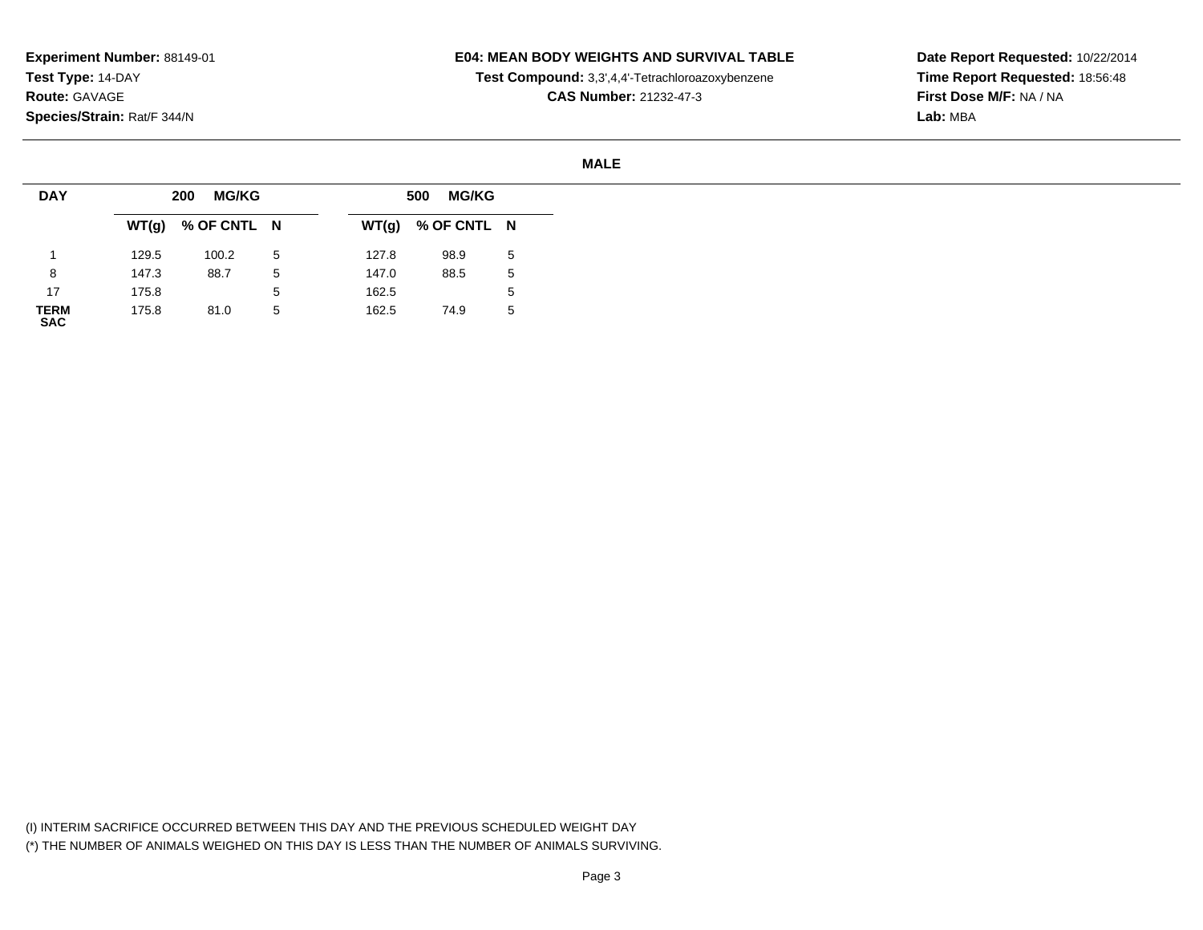**Experiment Number:** 88149-01
**Test Type:** 14-DAY
**Route:** GAVAGE
**Species/Strain:** Rat/F 344/N

**E04: MEAN BODY WEIGHTS AND SURVIVAL TABLE**
**Test Compound:** 3,3',4,4'-Tetrachloroazoxybenzene
**CAS Number:** 21232-47-3

**Date Report Requested:** 10/22/2014
**Time Report Requested:** 18:56:48
**First Dose M/F:** NA / NA
**Lab:** MBA

**MALE**

| DAY | 200 MG/KG | | | 500 MG/KG | | |
|---|---|---|---|---|---|---|
| | WT(g) | % OF CNTL | N | WT(g) | % OF CNTL | N |
| 1 | 129.5 | 100.2 | 5 | 127.8 | 98.9 | 5 |
| 8 | 147.3 | 88.7 | 5 | 147.0 | 88.5 | 5 |
| 17 | 175.8 | | 5 | 162.5 | | 5 |
| **TERM SAC** | 175.8 | 81.0 | 5 | 162.5 | 74.9 | 5 |

(I) INTERIM SACRIFICE OCCURRED BETWEEN THIS DAY AND THE PREVIOUS SCHEDULED WEIGHT DAY
(*) THE NUMBER OF ANIMALS WEIGHED ON THIS DAY IS LESS THAN THE NUMBER OF ANIMALS SURVIVING.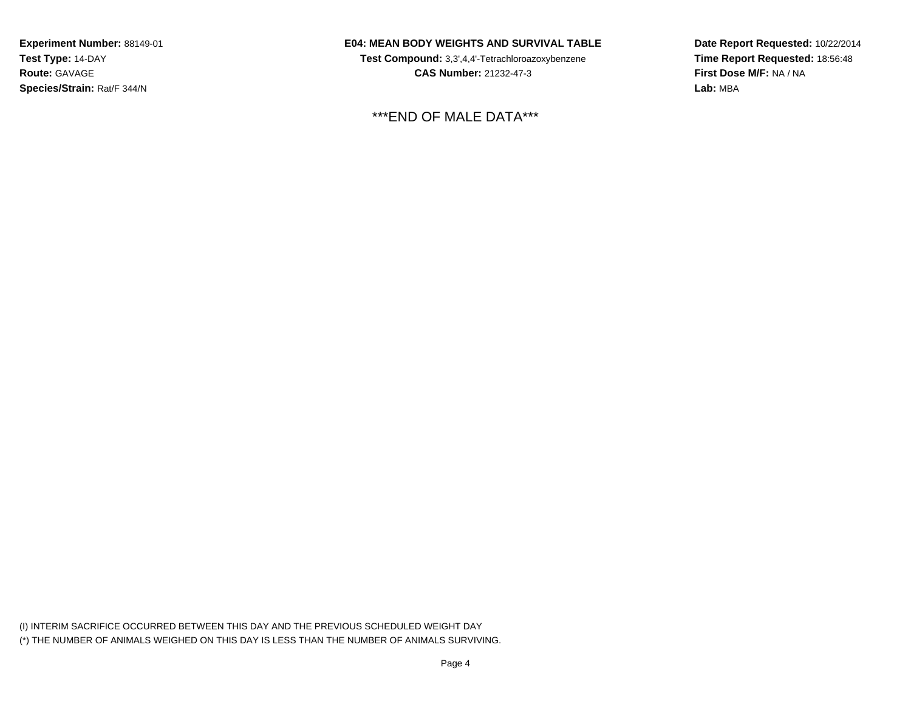**Experiment Number:** 88149-01
**Test Type:** 14-DAY
**Route:** GAVAGE
**Species/Strain:** Rat/F 344/N

**E04: MEAN BODY WEIGHTS AND SURVIVAL TABLE**
**Test Compound:** 3,3',4,4'-Tetrachloroazoxybenzene
**CAS Number:** 21232-47-3

**Date Report Requested:** 10/22/2014
**Time Report Requested:** 18:56:48
**First Dose M/F:** NA / NA
**Lab:** MBA

***END OF MALE DATA***

(I) INTERIM SACRIFICE OCCURRED BETWEEN THIS DAY AND THE PREVIOUS SCHEDULED WEIGHT DAY
(*) THE NUMBER OF ANIMALS WEIGHED ON THIS DAY IS LESS THAN THE NUMBER OF ANIMALS SURVIVING.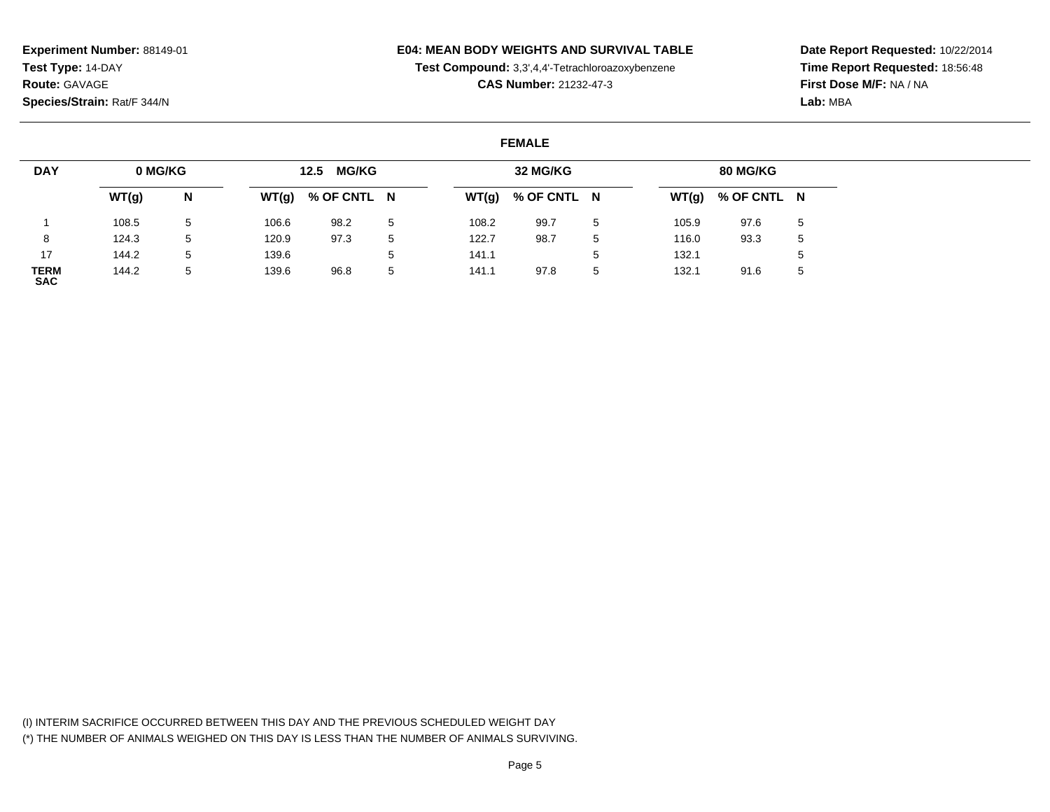**Experiment Number:** 88149-01
**Test Type:** 14-DAY
**Route:** GAVAGE
**Species/Strain:** Rat/F 344/N

**E04: MEAN BODY WEIGHTS AND SURVIVAL TABLE**
**Test Compound:** 3,3',4,4'-Tetrachloroazoxybenzene
**CAS Number:** 21232-47-3

**Date Report Requested:** 10/22/2014
**Time Report Requested:** 18:56:48
**First Dose M/F:** NA / NA
**Lab:** MBA

**FEMALE**

| DAY | 0 MG/KG | | 12.5 MG/KG | | | 32 MG/KG | | | 80 MG/KG | | |
|---|---|---|---|---|---|---|---|---|---|---|---|
| | WT(g) | N | WT(g) | % OF CNTL | N | WT(g) | % OF CNTL | N | WT(g) | % OF CNTL | N |
| 1 | 108.5 | 5 | 106.6 | 98.2 | 5 | 108.2 | 99.7 | 5 | 105.9 | 97.6 | 5 |
| 8 | 124.3 | 5 | 120.9 | 97.3 | 5 | 122.7 | 98.7 | 5 | 116.0 | 93.3 | 5 |
| 17 | 144.2 | 5 | 139.6 | | 5 | 141.1 | | 5 | 132.1 | | 5 |
| TERM SAC | 144.2 | 5 | 139.6 | 96.8 | 5 | 141.1 | 97.8 | 5 | 132.1 | 91.6 | 5 |

(I) INTERIM SACRIFICE OCCURRED BETWEEN THIS DAY AND THE PREVIOUS SCHEDULED WEIGHT DAY
(*) THE NUMBER OF ANIMALS WEIGHED ON THIS DAY IS LESS THAN THE NUMBER OF ANIMALS SURVIVING.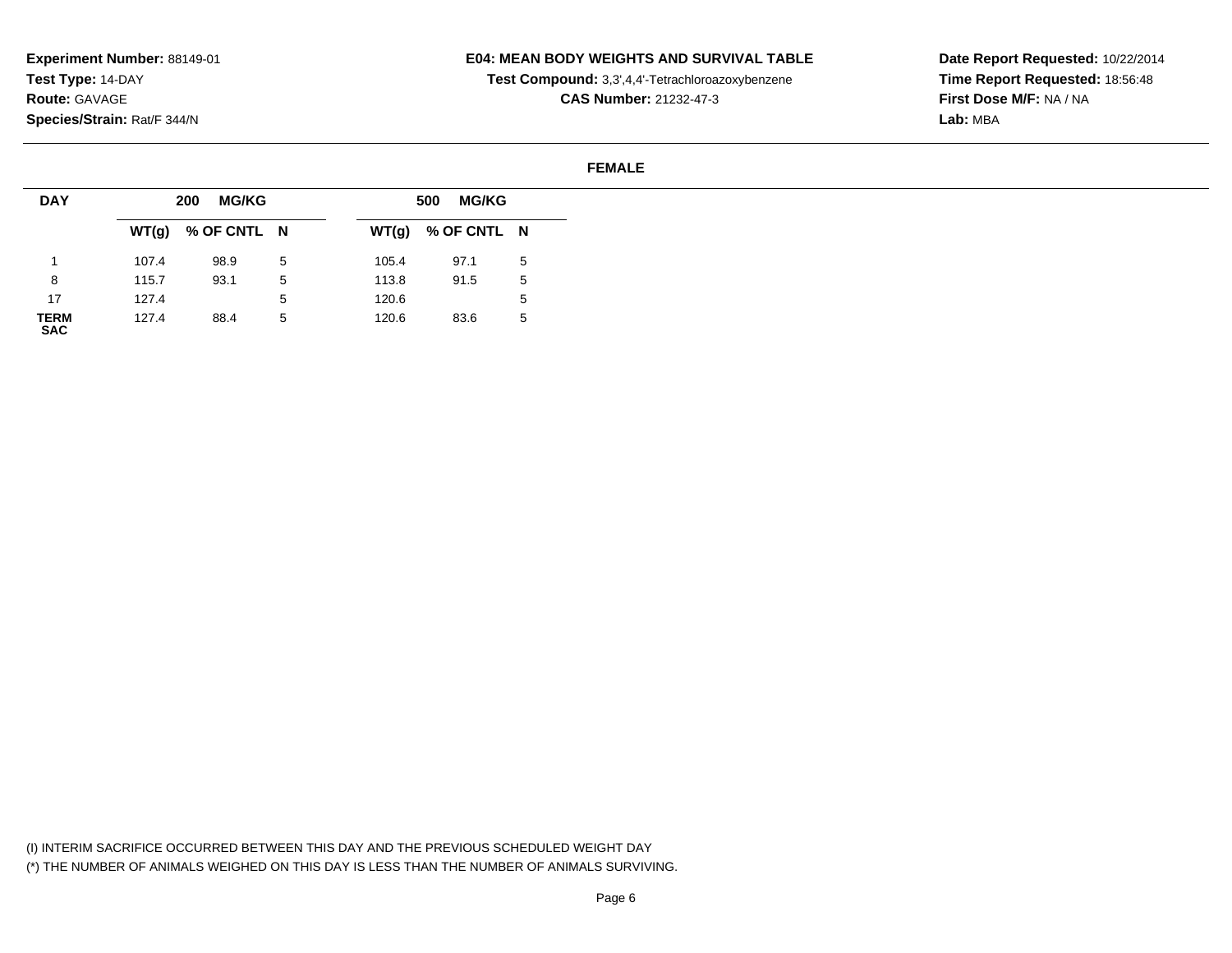**Experiment Number:** 88149-01
**Test Type:** 14-DAY
**Route:** GAVAGE
**Species/Strain:** Rat/F 344/N

**E04: MEAN BODY WEIGHTS AND SURVIVAL TABLE**
**Test Compound:** 3,3',4,4'-Tetrachloroazoxybenzene
**CAS Number:** 21232-47-3

**Date Report Requested:** 10/22/2014
**Time Report Requested:** 18:56:48
**First Dose M/F:** NA / NA
**Lab:** MBA

**FEMALE**

| DAY | 200 MG/KG | | | 500 MG/KG | | |
|---|---|---|---|---|---|---|
| | WT(g) | % OF CNTL | N | WT(g) | % OF CNTL | N |
| 1 | 107.4 | 98.9 | 5 | 105.4 | 97.1 | 5 |
| 8 | 115.7 | 93.1 | 5 | 113.8 | 91.5 | 5 |
| 17 | 127.4 | | 5 | 120.6 | | 5 |
| TERM SAC | 127.4 | 88.4 | 5 | 120.6 | 83.6 | 5 |

(I) INTERIM SACRIFICE OCCURRED BETWEEN THIS DAY AND THE PREVIOUS SCHEDULED WEIGHT DAY
(*) THE NUMBER OF ANIMALS WEIGHED ON THIS DAY IS LESS THAN THE NUMBER OF ANIMALS SURVIVING.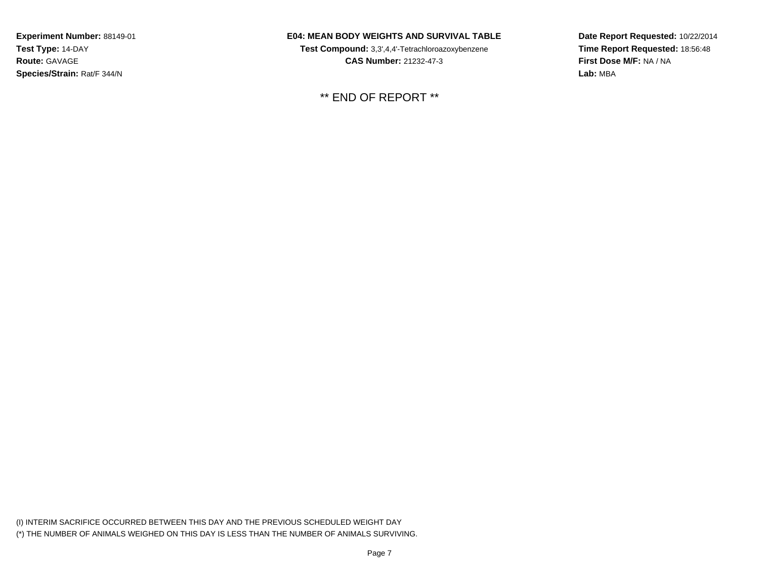**Experiment Number:** 88149-01
**Test Type:** 14-DAY
**Route:** GAVAGE
**Species/Strain:** Rat/F 344/N

**E04: MEAN BODY WEIGHTS AND SURVIVAL TABLE**
**Test Compound:** 3,3',4,4'-Tetrachloroazoxybenzene
**CAS Number:** 21232-47-3

**Date Report Requested:** 10/22/2014
**Time Report Requested:** 18:56:48
**First Dose M/F:** NA / NA
**Lab:** MBA

** END OF REPORT **

(I) INTERIM SACRIFICE OCCURRED BETWEEN THIS DAY AND THE PREVIOUS SCHEDULED WEIGHT DAY
(*) THE NUMBER OF ANIMALS WEIGHED ON THIS DAY IS LESS THAN THE NUMBER OF ANIMALS SURVIVING.